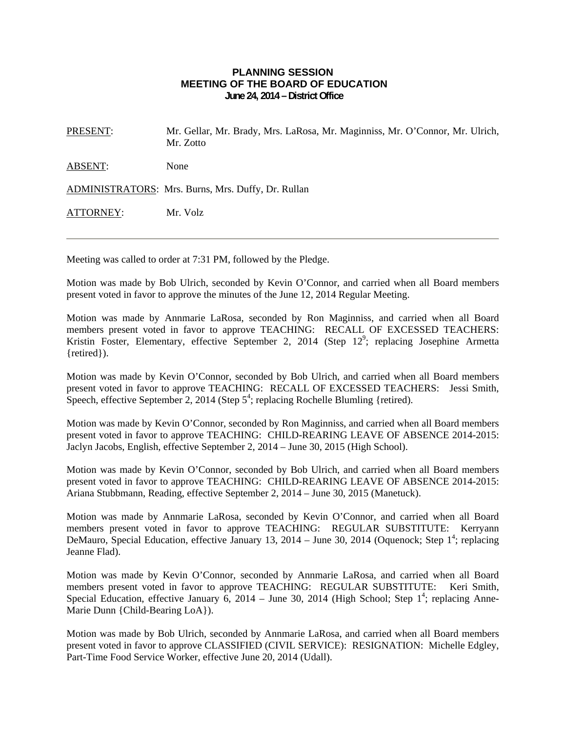# PLANNING SESSION
## MEETING OF THE BOARD OF EDUCATION
### June 24, 2014 – District Office

PRESENT: Mr. Gellar, Mr. Brady, Mrs. LaRosa, Mr. Maginniss, Mr. O'Connor, Mr. Ulrich, Mr. Zotto

ABSENT: None

ADMINISTRATORS: Mrs. Burns, Mrs. Duffy, Dr. Rullan

ATTORNEY: Mr. Volz

---

Meeting was called to order at 7:31 PM, followed by the Pledge.

Motion was made by Bob Ulrich, seconded by Kevin O'Connor, and carried when all Board members present voted in favor to approve the minutes of the June 12, 2014 Regular Meeting.

Motion was made by Annmarie LaRosa, seconded by Ron Maginniss, and carried when all Board members present voted in favor to approve TEACHING: RECALL OF EXCESSED TEACHERS: Kristin Foster, Elementary, effective September 2, 2014 (Step $12^9$; replacing Josephine Armetta {retired}).

Motion was made by Kevin O'Connor, seconded by Bob Ulrich, and carried when all Board members present voted in favor to approve TEACHING: RECALL OF EXCESSED TEACHERS: Jessi Smith, Speech, effective September 2, 2014 (Step $5^4$; replacing Rochelle Blumling {retired).

Motion was made by Kevin O'Connor, seconded by Ron Maginniss, and carried when all Board members present voted in favor to approve TEACHING: CHILD-REARING LEAVE OF ABSENCE 2014-2015: Jaclyn Jacobs, English, effective September 2, 2014 – June 30, 2015 (High School).

Motion was made by Kevin O'Connor, seconded by Bob Ulrich, and carried when all Board members present voted in favor to approve TEACHING: CHILD-REARING LEAVE OF ABSENCE 2014-2015: Ariana Stubbmann, Reading, effective September 2, 2014 – June 30, 2015 (Manetuck).

Motion was made by Annmarie LaRosa, seconded by Kevin O'Connor, and carried when all Board members present voted in favor to approve TEACHING: REGULAR SUBSTITUTE: Kerryann DeMauro, Special Education, effective January 13, 2014 – June 30, 2014 (Oquenock; Step $1^4$; replacing Jeanne Flad).

Motion was made by Kevin O'Connor, seconded by Annmarie LaRosa, and carried when all Board members present voted in favor to approve TEACHING: REGULAR SUBSTITUTE: Keri Smith, Special Education, effective January 6, 2014 – June 30, 2014 (High School; Step $1^4$; replacing Anne-Marie Dunn {Child-Bearing LoA}).

Motion was made by Bob Ulrich, seconded by Annmarie LaRosa, and carried when all Board members present voted in favor to approve CLASSIFIED (CIVIL SERVICE): RESIGNATION: Michelle Edgley, Part-Time Food Service Worker, effective June 20, 2014 (Udall).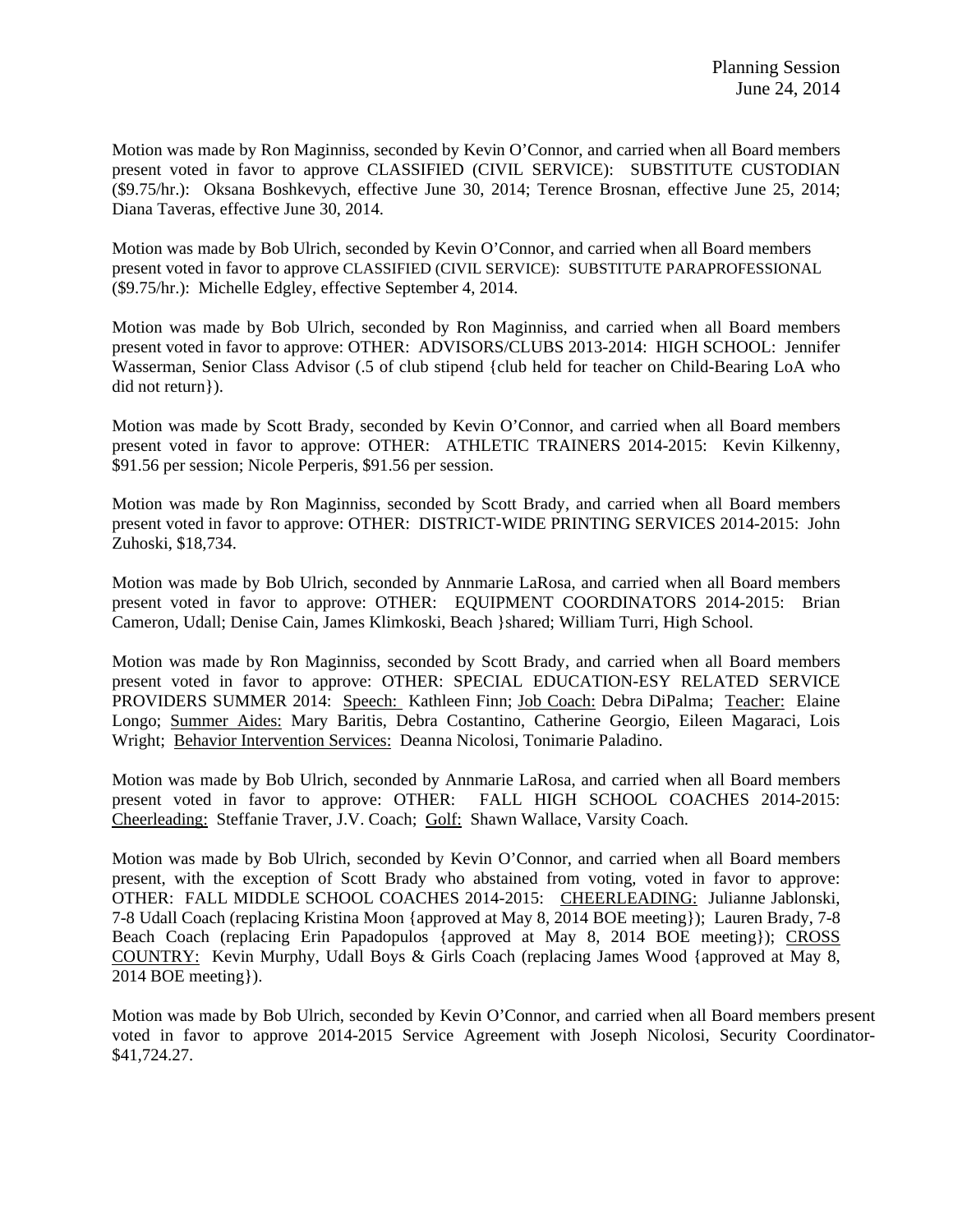Motion was made by Ron Maginniss, seconded by Kevin O'Connor, and carried when all Board members present voted in favor to approve CLASSIFIED (CIVIL SERVICE): SUBSTITUTE CUSTODIAN ($9.75/hr.): Oksana Boshkevych, effective June 30, 2014; Terence Brosnan, effective June 25, 2014; Diana Taveras, effective June 30, 2014.

Motion was made by Bob Ulrich, seconded by Kevin O'Connor, and carried when all Board members present voted in favor to approve CLASSIFIED (CIVIL SERVICE): SUBSTITUTE PARAPROFESSIONAL ($9.75/hr.): Michelle Edgley, effective September 4, 2014.

Motion was made by Bob Ulrich, seconded by Ron Maginniss, and carried when all Board members present voted in favor to approve: OTHER: ADVISORS/CLUBS 2013-2014: HIGH SCHOOL: Jennifer Wasserman, Senior Class Advisor (.5 of club stipend {club held for teacher on Child-Bearing LoA who did not return}).

Motion was made by Scott Brady, seconded by Kevin O'Connor, and carried when all Board members present voted in favor to approve: OTHER: ATHLETIC TRAINERS 2014-2015: Kevin Kilkenny, $91.56 per session; Nicole Perperis, $91.56 per session.

Motion was made by Ron Maginniss, seconded by Scott Brady, and carried when all Board members present voted in favor to approve: OTHER: DISTRICT-WIDE PRINTING SERVICES 2014-2015: John Zuhoski, $18,734.

Motion was made by Bob Ulrich, seconded by Annmarie LaRosa, and carried when all Board members present voted in favor to approve: OTHER: EQUIPMENT COORDINATORS 2014-2015: Brian Cameron, Udall; Denise Cain, James Klimkoski, Beach }shared; William Turri, High School.

Motion was made by Ron Maginniss, seconded by Scott Brady, and carried when all Board members present voted in favor to approve: OTHER: SPECIAL EDUCATION-ESY RELATED SERVICE PROVIDERS SUMMER 2014: Speech: Kathleen Finn; Job Coach: Debra DiPalma; Teacher: Elaine Longo; Summer Aides: Mary Baritis, Debra Costantino, Catherine Georgio, Eileen Magaraci, Lois Wright; Behavior Intervention Services: Deanna Nicolosi, Tonimarie Paladino.

Motion was made by Bob Ulrich, seconded by Annmarie LaRosa, and carried when all Board members present voted in favor to approve: OTHER: FALL HIGH SCHOOL COACHES 2014-2015: Cheerleading: Steffanie Traver, J.V. Coach; Golf: Shawn Wallace, Varsity Coach.

Motion was made by Bob Ulrich, seconded by Kevin O'Connor, and carried when all Board members present, with the exception of Scott Brady who abstained from voting, voted in favor to approve: OTHER: FALL MIDDLE SCHOOL COACHES 2014-2015: CHEERLEADING: Julianne Jablonski, 7-8 Udall Coach (replacing Kristina Moon {approved at May 8, 2014 BOE meeting}); Lauren Brady, 7-8 Beach Coach (replacing Erin Papadopulos {approved at May 8, 2014 BOE meeting}); CROSS COUNTRY: Kevin Murphy, Udall Boys & Girls Coach (replacing James Wood {approved at May 8, 2014 BOE meeting}).

Motion was made by Bob Ulrich, seconded by Kevin O'Connor, and carried when all Board members present voted in favor to approve 2014-2015 Service Agreement with Joseph Nicolosi, Security Coordinator- $41,724.27.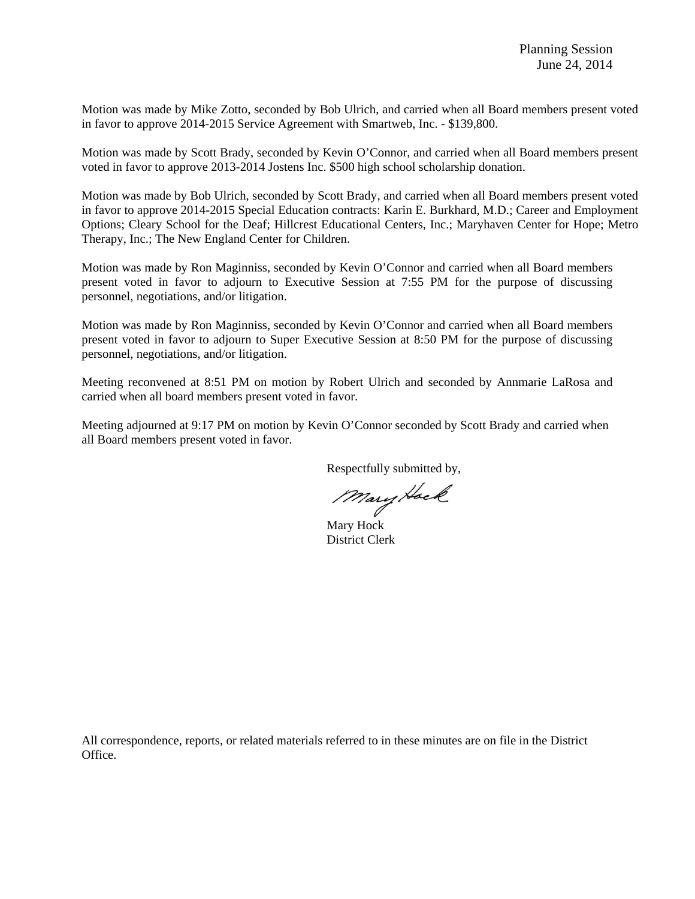Motion was made by Mike Zotto, seconded by Bob Ulrich, and carried when all Board members present voted in favor to approve 2014-2015 Service Agreement with Smartweb, Inc. - $139,800.

Motion was made by Scott Brady, seconded by Kevin O'Connor, and carried when all Board members present voted in favor to approve 2013-2014 Jostens Inc. $500 high school scholarship donation.

Motion was made by Bob Ulrich, seconded by Scott Brady, and carried when all Board members present voted in favor to approve 2014-2015 Special Education contracts: Karin E. Burkhard, M.D.; Career and Employment Options; Cleary School for the Deaf; Hillcrest Educational Centers, Inc.; Maryhaven Center for Hope; Metro Therapy, Inc.; The New England Center for Children.

Motion was made by Ron Maginniss, seconded by Kevin O'Connor and carried when all Board members present voted in favor to adjourn to Executive Session at 7:55 PM for the purpose of discussing personnel, negotiations, and/or litigation.

Motion was made by Ron Maginniss, seconded by Kevin O'Connor and carried when all Board members present voted in favor to adjourn to Super Executive Session at 8:50 PM for the purpose of discussing personnel, negotiations, and/or litigation.

Meeting reconvened at 8:51 PM on motion by Robert Ulrich and seconded by Annmarie LaRosa and carried when all board members present voted in favor.

Meeting adjourned at 9:17 PM on motion by Kevin O'Connor seconded by Scott Brady and carried when all Board members present voted in favor.

Respectfully submitted by,

Mary Hock

Mary Hock
District Clerk

All correspondence, reports, or related materials referred to in these minutes are on file in the District Office.